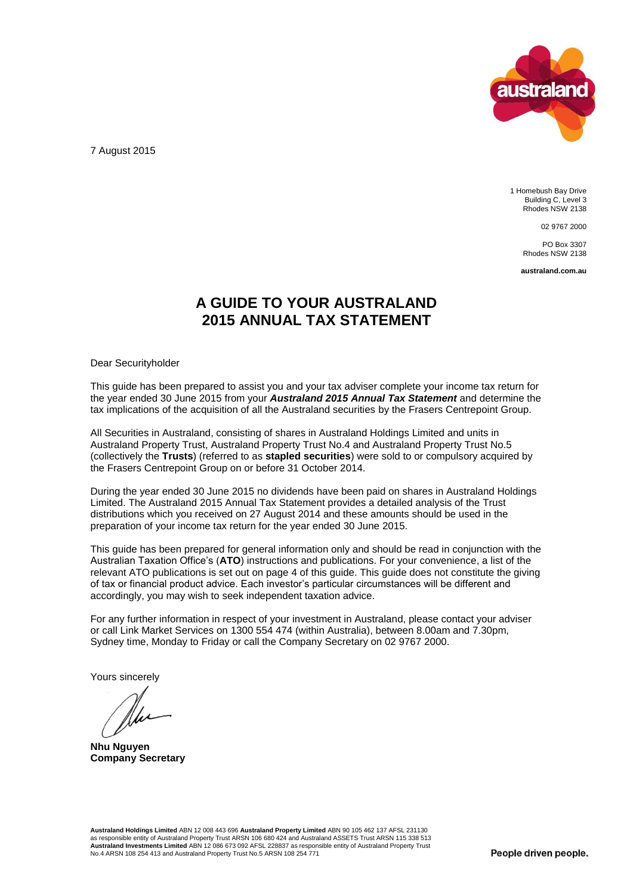7 August 2015

1 Homebush Bay Drive
Building C, Level 3
Rhodes NSW 2138

02 9767 2000

PO Box 3307
Rhodes NSW 2138

**australand.com.au**

# A GUIDE TO YOUR AUSTRALAND 2015 ANNUAL TAX STATEMENT

Dear Securityholder

This guide has been prepared to assist you and your tax adviser complete your income tax return for the year ended 30 June 2015 from your ***Australand 2015 Annual Tax Statement*** and determine the tax implications of the acquisition of all the Australand securities by the Frasers Centrepoint Group.

All Securities in Australand, consisting of shares in Australand Holdings Limited and units in Australand Property Trust, Australand Property Trust No.4 and Australand Property Trust No.5 (collectively the **Trusts**) (referred to as **stapled securities**) were sold to or compulsory acquired by the Frasers Centrepoint Group on or before 31 October 2014.

During the year ended 30 June 2015 no dividends have been paid on shares in Australand Holdings Limited. The Australand 2015 Annual Tax Statement provides a detailed analysis of the Trust distributions which you received on 27 August 2014 and these amounts should be used in the preparation of your income tax return for the year ended 30 June 2015.

This guide has been prepared for general information only and should be read in conjunction with the Australian Taxation Office's (**ATO**) instructions and publications. For your convenience, a list of the relevant ATO publications is set out on page 4 of this guide. This guide does not constitute the giving of tax or financial product advice. Each investor's particular circumstances will be different and accordingly, you may wish to seek independent taxation advice.

For any further information in respect of your investment in Australand, please contact your adviser or call Link Market Services on 1300 554 474 (within Australia), between 8.00am and 7.30pm, Sydney time, Monday to Friday or call the Company Secretary on 02 9767 2000.

Yours sincerely

**Nhu Nguyen**
**Company Secretary**

**Australand Holdings Limited** ABN 12 008 443 696 **Australand Property Limited** ABN 90 105 462 137 AFSL 231130 as responsible entity of Australand Property Trust ARSN 106 680 424 and Australand ASSETS Trust ARSN 115 338 513 **Australand Investments Limited** ABN 12 086 673 092 AFSL 228837 as responsible entity of Australand Property Trust No.4 ARSN 108 254 413 and Australand Property Trust No.5 ARSN 108 254 771

People driven people.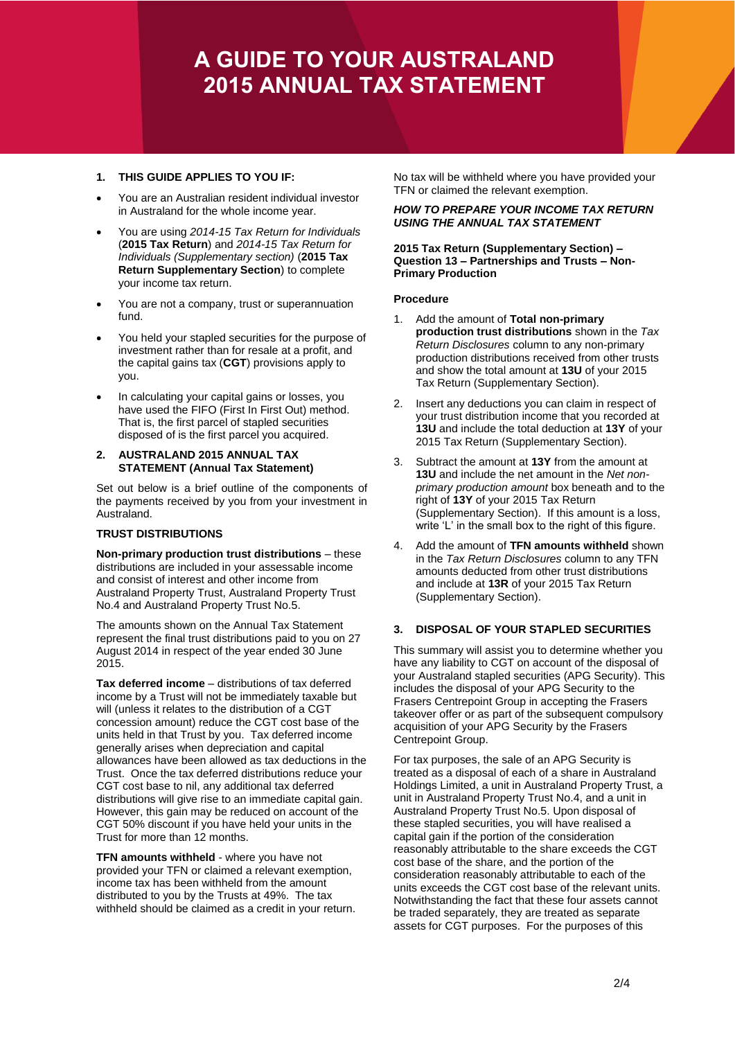# A GUIDE TO YOUR AUSTRALAND 2015 ANNUAL TAX STATEMENT

## 1. THIS GUIDE APPLIES TO YOU IF:

- You are an Australian resident individual investor in Australand for the whole income year.
- You are using *2014-15 Tax Return for Individuals* (**2015 Tax Return**) and *2014-15 Tax Return for Individuals (Supplementary section)* (**2015 Tax Return Supplementary Section**) to complete your income tax return.
- You are not a company, trust or superannuation fund.
- You held your stapled securities for the purpose of investment rather than for resale at a profit, and the capital gains tax (**CGT**) provisions apply to you.
- In calculating your capital gains or losses, you have used the FIFO (First In First Out) method. That is, the first parcel of stapled securities disposed of is the first parcel you acquired.

## 2. AUSTRALAND 2015 ANNUAL TAX STATEMENT (Annual Tax Statement)

Set out below is a brief outline of the components of the payments received by you from your investment in Australand.

### TRUST DISTRIBUTIONS

**Non-primary production trust distributions** – these distributions are included in your assessable income and consist of interest and other income from Australand Property Trust, Australand Property Trust No.4 and Australand Property Trust No.5.

The amounts shown on the Annual Tax Statement represent the final trust distributions paid to you on 27 August 2014 in respect of the year ended 30 June 2015.

**Tax deferred income** – distributions of tax deferred income by a Trust will not be immediately taxable but will (unless it relates to the distribution of a CGT concession amount) reduce the CGT cost base of the units held in that Trust by you. Tax deferred income generally arises when depreciation and capital allowances have been allowed as tax deductions in the Trust. Once the tax deferred distributions reduce your CGT cost base to nil, any additional tax deferred distributions will give rise to an immediate capital gain. However, this gain may be reduced on account of the CGT 50% discount if you have held your units in the Trust for more than 12 months.

**TFN amounts withheld** - where you have not provided your TFN or claimed a relevant exemption, income tax has been withheld from the amount distributed to you by the Trusts at 49%. The tax withheld should be claimed as a credit in your return.

No tax will be withheld where you have provided your TFN or claimed the relevant exemption.

***HOW TO PREPARE YOUR INCOME TAX RETURN USING THE ANNUAL TAX STATEMENT***

**2015 Tax Return (Supplementary Section) – Question 13 – Partnerships and Trusts – Non-Primary Production**

**Procedure**

1. Add the amount of **Total non-primary production trust distributions** shown in the *Tax Return Disclosures* column to any non-primary production distributions received from other trusts and show the total amount at **13U** of your 2015 Tax Return (Supplementary Section).
2. Insert any deductions you can claim in respect of your trust distribution income that you recorded at **13U** and include the total deduction at **13Y** of your 2015 Tax Return (Supplementary Section).
3. Subtract the amount at **13Y** from the amount at **13U** and include the net amount in the *Net non-primary production amount* box beneath and to the right of **13Y** of your 2015 Tax Return (Supplementary Section). If this amount is a loss, write 'L' in the small box to the right of this figure.
4. Add the amount of **TFN amounts withheld** shown in the *Tax Return Disclosures* column to any TFN amounts deducted from other trust distributions and include at **13R** of your 2015 Tax Return (Supplementary Section).

## 3. DISPOSAL OF YOUR STAPLED SECURITIES

This summary will assist you to determine whether you have any liability to CGT on account of the disposal of your Australand stapled securities (APG Security). This includes the disposal of your APG Security to the Frasers Centrepoint Group in accepting the Frasers takeover offer or as part of the subsequent compulsory acquisition of your APG Security by the Frasers Centrepoint Group.

For tax purposes, the sale of an APG Security is treated as a disposal of each of a share in Australand Holdings Limited, a unit in Australand Property Trust, a unit in Australand Property Trust No.4, and a unit in Australand Property Trust No.5. Upon disposal of these stapled securities, you will have realised a capital gain if the portion of the consideration reasonably attributable to the share exceeds the CGT cost base of the share, and the portion of the consideration reasonably attributable to each of the units exceeds the CGT cost base of the relevant units. Notwithstanding the fact that these four assets cannot be traded separately, they are treated as separate assets for CGT purposes. For the purposes of this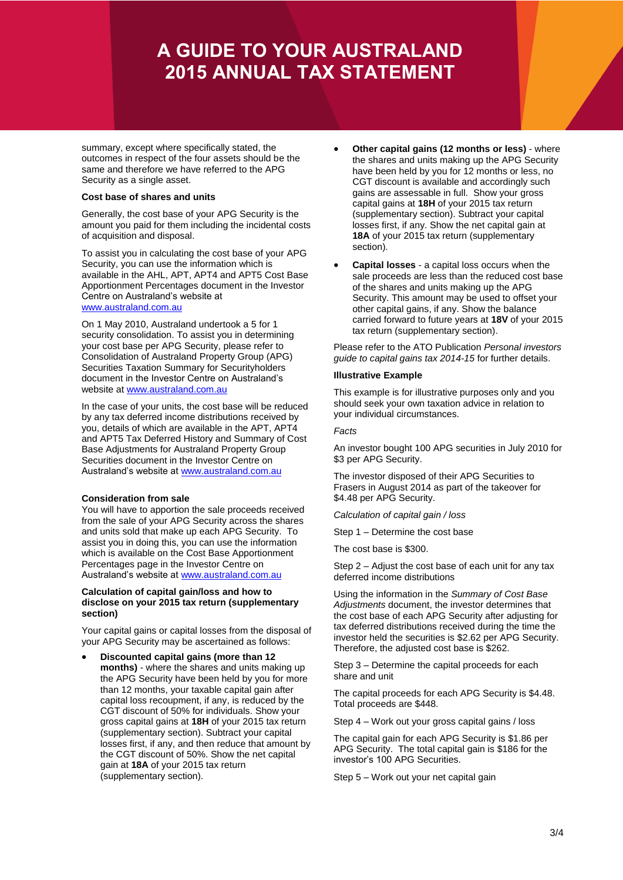summary, except where specifically stated, the outcomes in respect of the four assets should be the same and therefore we have referred to the APG Security as a single asset.

**Cost base of shares and units**

Generally, the cost base of your APG Security is the amount you paid for them including the incidental costs of acquisition and disposal.

To assist you in calculating the cost base of your APG Security, you can use the information which is available in the AHL, APT, APT4 and APT5 Cost Base Apportionment Percentages document in the Investor Centre on Australand's website at www.australand.com.au

On 1 May 2010, Australand undertook a 5 for 1 security consolidation. To assist you in determining your cost base per APG Security, please refer to Consolidation of Australand Property Group (APG) Securities Taxation Summary for Securityholders document in the Investor Centre on Australand's website at www.australand.com.au

In the case of your units, the cost base will be reduced by any tax deferred income distributions received by you, details of which are available in the APT, APT4 and APT5 Tax Deferred History and Summary of Cost Base Adjustments for Australand Property Group Securities document in the Investor Centre on Australand's website at www.australand.com.au

**Consideration from sale**

You will have to apportion the sale proceeds received from the sale of your APG Security across the shares and units sold that make up each APG Security. To assist you in doing this, you can use the information which is available on the Cost Base Apportionment Percentages page in the Investor Centre on Australand's website at www.australand.com.au

**Calculation of capital gain/loss and how to disclose on your 2015 tax return (supplementary section)**

Your capital gains or capital losses from the disposal of your APG Security may be ascertained as follows:

- **Discounted capital gains (more than 12 months)** - where the shares and units making up the APG Security have been held by you for more than 12 months, your taxable capital gain after capital loss recoupment, if any, is reduced by the CGT discount of 50% for individuals. Show your gross capital gains at **18H** of your 2015 tax return (supplementary section). Subtract your capital losses first, if any, and then reduce that amount by the CGT discount of 50%. Show the net capital gain at **18A** of your 2015 tax return (supplementary section).
- **Other capital gains (12 months or less)** - where the shares and units making up the APG Security have been held by you for 12 months or less, no CGT discount is available and accordingly such gains are assessable in full. Show your gross capital gains at **18H** of your 2015 tax return (supplementary section). Subtract your capital losses first, if any. Show the net capital gain at **18A** of your 2015 tax return (supplementary section).
- **Capital losses** - a capital loss occurs when the sale proceeds are less than the reduced cost base of the shares and units making up the APG Security. This amount may be used to offset your other capital gains, if any. Show the balance carried forward to future years at **18V** of your 2015 tax return (supplementary section).

Please refer to the ATO Publication *Personal investors guide to capital gains tax 2014-15* for further details.

**Illustrative Example**

This example is for illustrative purposes only and you should seek your own taxation advice in relation to your individual circumstances.

*Facts*

An investor bought 100 APG securities in July 2010 for $3 per APG Security.

The investor disposed of their APG Securities to Frasers in August 2014 as part of the takeover for $4.48 per APG Security.

*Calculation of capital gain / loss*

Step 1 – Determine the cost base

The cost base is $300.

Step 2 – Adjust the cost base of each unit for any tax deferred income distributions

Using the information in the *Summary of Cost Base Adjustments* document, the investor determines that the cost base of each APG Security after adjusting for tax deferred distributions received during the time the investor held the securities is $2.62 per APG Security. Therefore, the adjusted cost base is $262.

Step 3 – Determine the capital proceeds for each share and unit

The capital proceeds for each APG Security is $4.48. Total proceeds are $448.

Step 4 – Work out your gross capital gains / loss

The capital gain for each APG Security is $1.86 per APG Security. The total capital gain is $186 for the investor's 100 APG Securities.

Step 5 – Work out your net capital gain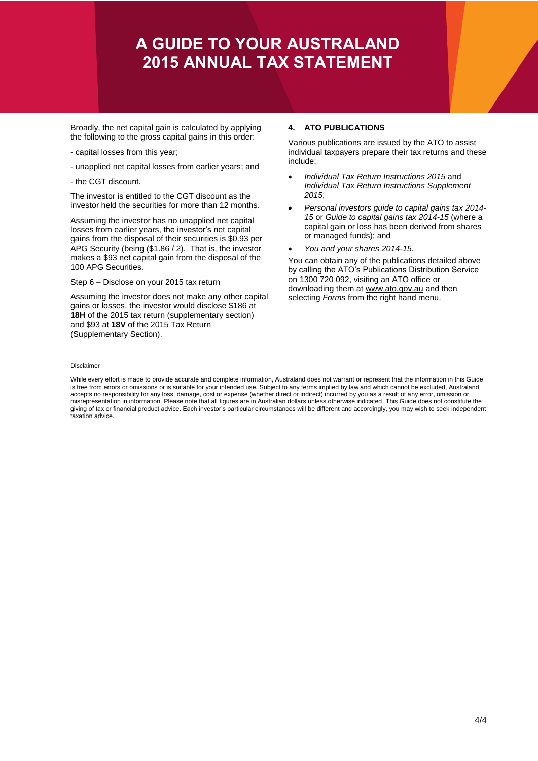# A GUIDE TO YOUR AUSTRALAND 2015 ANNUAL TAX STATEMENT

Broadly, the net capital gain is calculated by applying the following to the gross capital gains in this order:

- capital losses from this year;

- unapplied net capital losses from earlier years; and

- the CGT discount.

The investor is entitled to the CGT discount as the investor held the securities for more than 12 months.

Assuming the investor has no unapplied net capital losses from earlier years, the investor's net capital gains from the disposal of their securities is $0.93 per APG Security (being ($1.86 / 2). That is, the investor makes a $93 net capital gain from the disposal of the 100 APG Securities.

Step 6 – Disclose on your 2015 tax return

Assuming the investor does not make any other capital gains or losses, the investor would disclose $186 at **18H** of the 2015 tax return (supplementary section) and $93 at **18V** of the 2015 Tax Return (Supplementary Section).

## 4. ATO PUBLICATIONS

Various publications are issued by the ATO to assist individual taxpayers prepare their tax returns and these include:

- *Individual Tax Return Instructions 2015* and *Individual Tax Return Instructions Supplement 2015*;
- *Personal investors guide to capital gains tax 2014-15* or *Guide to capital gains tax 2014-15* (where a capital gain or loss has been derived from shares or managed funds); and
- *You and your shares 2014-15.*

You can obtain any of the publications detailed above by calling the ATO's Publications Distribution Service on 1300 720 092, visiting an ATO office or downloading them at www.ato.gov.au and then selecting *Forms* from the right hand menu.

Disclaimer

While every effort is made to provide accurate and complete information, Australand does not warrant or represent that the information in this Guide is free from errors or omissions or is suitable for your intended use. Subject to any terms implied by law and which cannot be excluded, Australand accepts no responsibility for any loss, damage, cost or expense (whether direct or indirect) incurred by you as a result of any error, omission or misrepresentation in information. Please note that all figures are in Australian dollars unless otherwise indicated. This Guide does not constitute the giving of tax or financial product advice. Each investor's particular circumstances will be different and accordingly, you may wish to seek independent taxation advice.